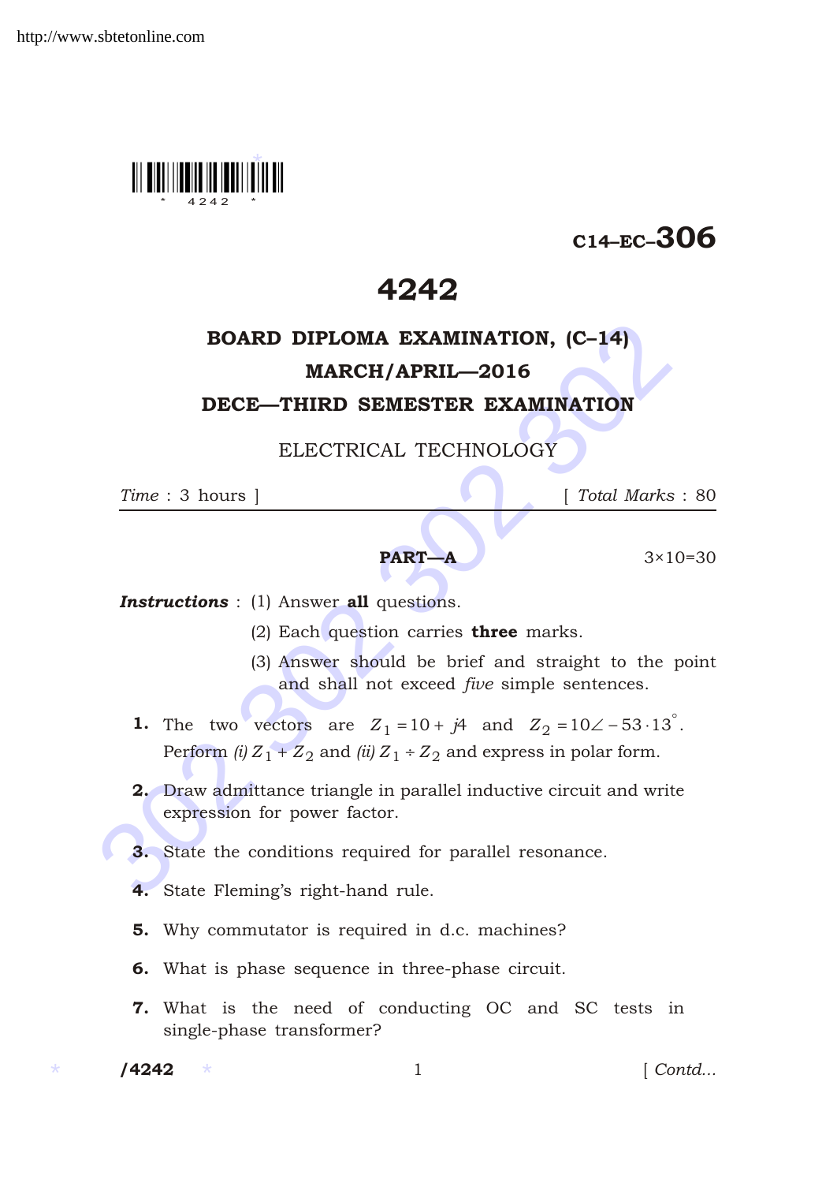C14–EC–306

# 4242

## BOARD DIPLOMA EXAMINATION, (C–14)

## MARCH/APRIL—2016

## DECE—THIRD SEMESTER EXAMINATION

ELECTRICAL TECHNOLOGY

*Time* : 3 hours ] [ *Total Marks* : 80

### PART—A

3×10=30

***Instructions*** : (1) Answer **all** questions.

(2) Each question carries **three** marks.

(3) Answer should be brief and straight to the point and shall not exceed *five* simple sentences.

**1.** The two vectors are $Z_1 = 10 + j4$ and $Z_2 = 10\angle -53\cdot13^\circ$. Perform *(i)* $Z_1 + Z_2$ and *(ii)* $Z_1 \div Z_2$ and express in polar form.

**2.** Draw admittance triangle in parallel inductive circuit and write expression for power factor.

**3.** State the conditions required for parallel resonance.

**4.** State Fleming's right-hand rule.

**5.** Why commutator is required in d.c. machines?

**6.** What is phase sequence in three-phase circuit.

**7.** What is the need of conducting OC and SC tests in single-phase transformer?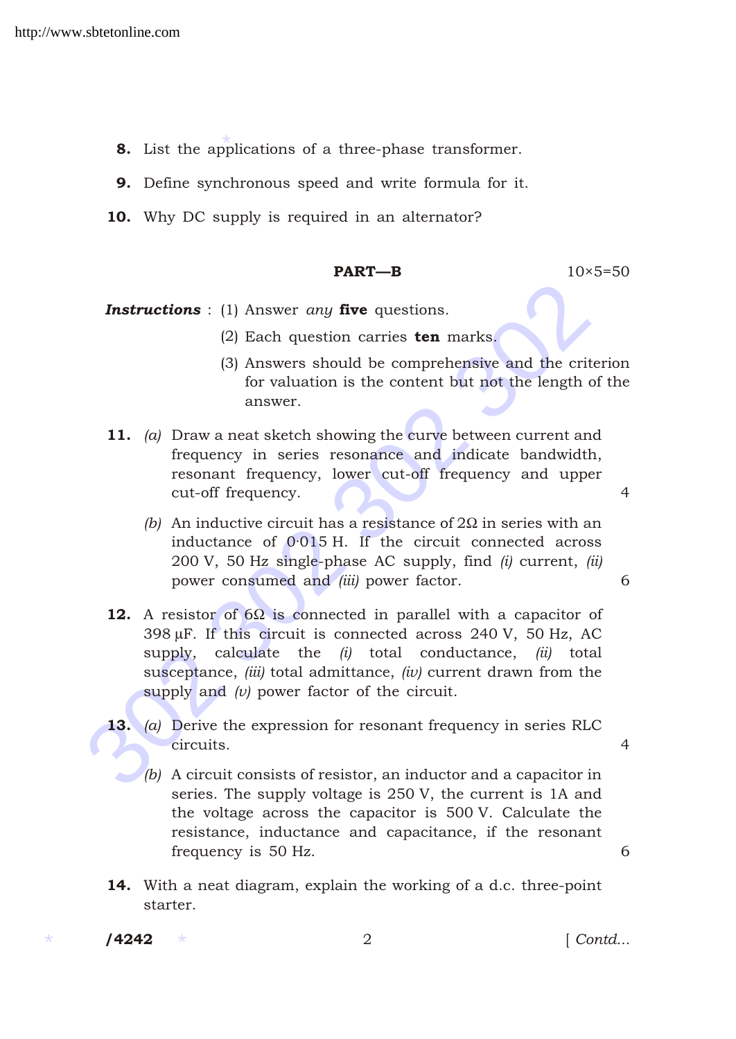**8.** List the applications of a three-phase transformer.

**9.** Define synchronous speed and write formula for it.

**10.** Why DC supply is required in an alternator?

## PART—B

10×5=50

***Instructions*** : (1) Answer *any* **five** questions.

(2) Each question carries **ten** marks.

(3) Answers should be comprehensive and the criterion for valuation is the content but not the length of the answer.

**11.** *(a)* Draw a neat sketch showing the curve between current and frequency in series resonance and indicate bandwidth, resonant frequency, lower cut-off frequency and upper cut-off frequency. 4

*(b)* An inductive circuit has a resistance of $2\Omega$ in series with an inductance of $0{\cdot}015$ H. If the circuit connected across 200 V, 50 Hz single-phase AC supply, find *(i)* current, *(ii)* power consumed and *(iii)* power factor. 6

**12.** A resistor of $6\Omega$ is connected in parallel with a capacitor of $398\,\mu$F. If this circuit is connected across 240 V, 50 Hz, AC supply, calculate the *(i)* total conductance, *(ii)* total susceptance, *(iii)* total admittance, *(iv)* current drawn from the supply and *(v)* power factor of the circuit.

**13.** *(a)* Derive the expression for resonant frequency in series RLC circuits. 4

*(b)* A circuit consists of resistor, an inductor and a capacitor in series. The supply voltage is 250 V, the current is 1A and the voltage across the capacitor is 500 V. Calculate the resistance, inductance and capacitance, if the resonant frequency is 50 Hz. 6

**14.** With a neat diagram, explain the working of a d.c. three-point starter.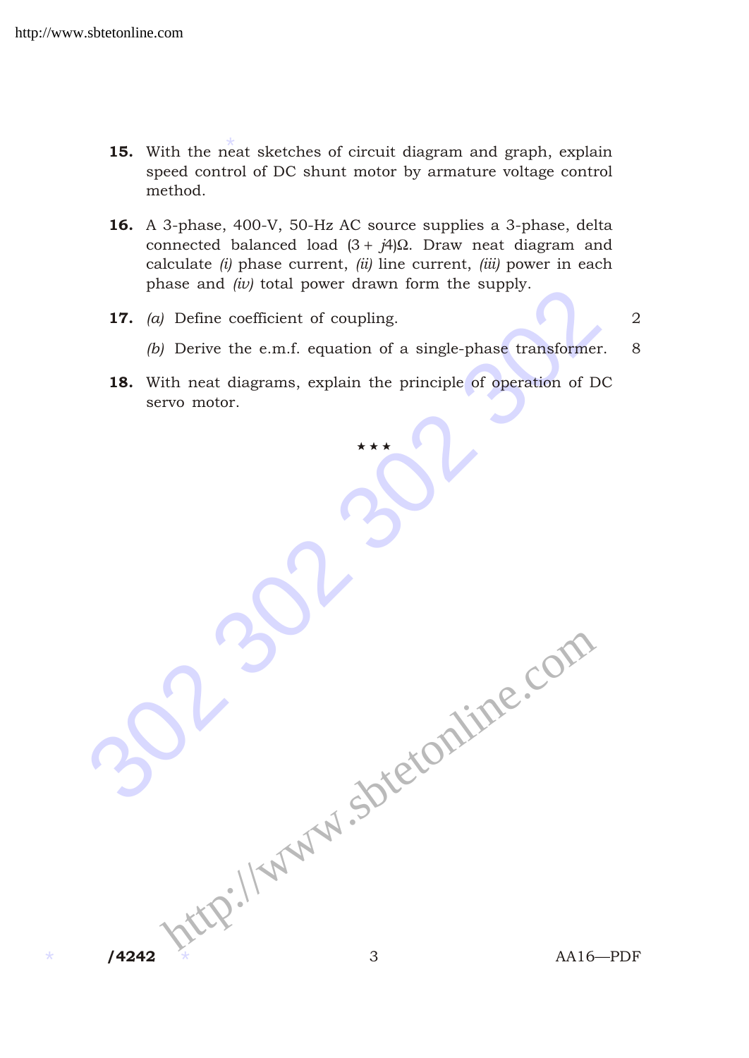**15.** With the neat sketches of circuit diagram and graph, explain speed control of DC shunt motor by armature voltage control method.

**16.** A 3-phase, 400-V, 50-Hz AC source supplies a 3-phase, delta connected balanced load $(3 + j4)\Omega$. Draw neat diagram and calculate *(i)* phase current, *(ii)* line current, *(iii)* power in each phase and *(iv)* total power drawn form the supply.

**17.** *(a)* Define coefficient of coupling. 2

*(b)* Derive the e.m.f. equation of a single-phase transformer. 8

**18.** With neat diagrams, explain the principle of operation of DC servo motor.

★ ★ ★